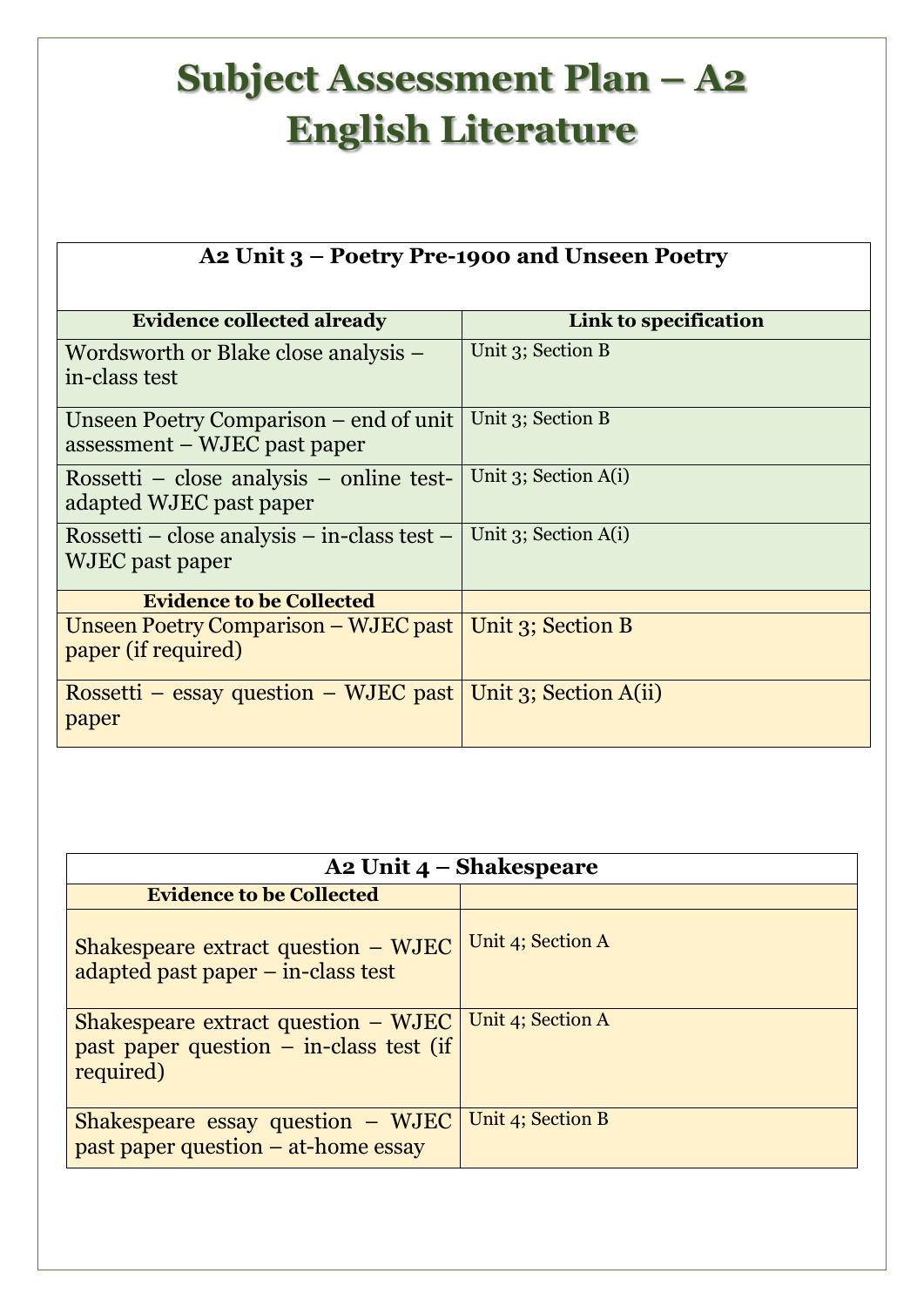# Subject Assessment Plan – A2 English Literature

| A2 Unit 3 – Poetry Pre-1900 and Unseen Poetry | |
|---|---|
| **Evidence collected already** | **Link to specification** |
| Wordsworth or Blake close analysis – in-class test | Unit 3; Section B |
| Unseen Poetry Comparison – end of unit assessment – WJEC past paper | Unit 3; Section B |
| Rossetti – close analysis – online test-adapted WJEC past paper | Unit 3; Section A(i) |
| Rossetti – close analysis – in-class test – WJEC past paper | Unit 3; Section A(i) |
| **Evidence to be Collected** | |
| Unseen Poetry Comparison – WJEC past paper (if required) | Unit 3; Section B |
| Rossetti – essay question – WJEC past paper | Unit 3; Section A(ii) |

| A2 Unit 4 – Shakespeare | |
|---|---|
| **Evidence to be Collected** | |
| Shakespeare extract question – WJEC adapted past paper – in-class test | Unit 4; Section A |
| Shakespeare extract question – WJEC past paper question – in-class test (if required) | Unit 4; Section A |
| Shakespeare essay question – WJEC past paper question – at-home essay | Unit 4; Section B |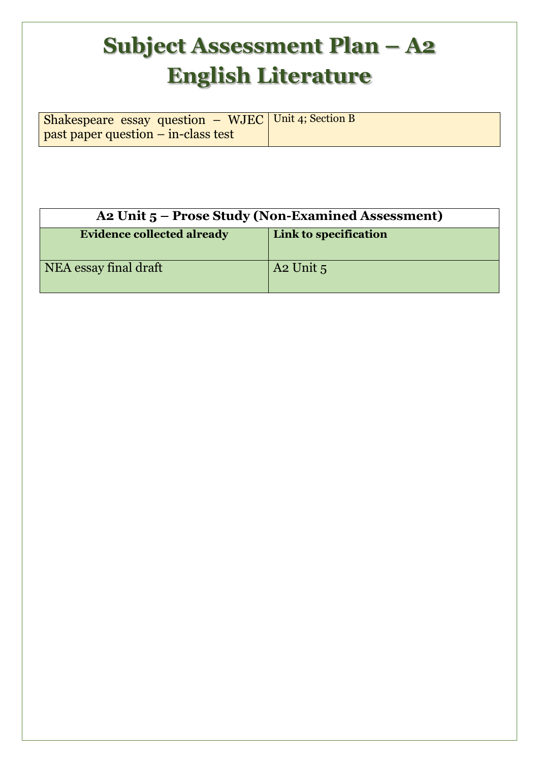# Subject Assessment Plan – A2 English Literature

| | |
|---|---|
| Shakespeare essay question – WJEC past paper question – in-class test | Unit 4; Section B |

| A2 Unit 5 – Prose Study (Non-Examined Assessment) | |
|---|---|
| **Evidence collected already** | **Link to specification** |
| NEA essay final draft | A2 Unit 5 |